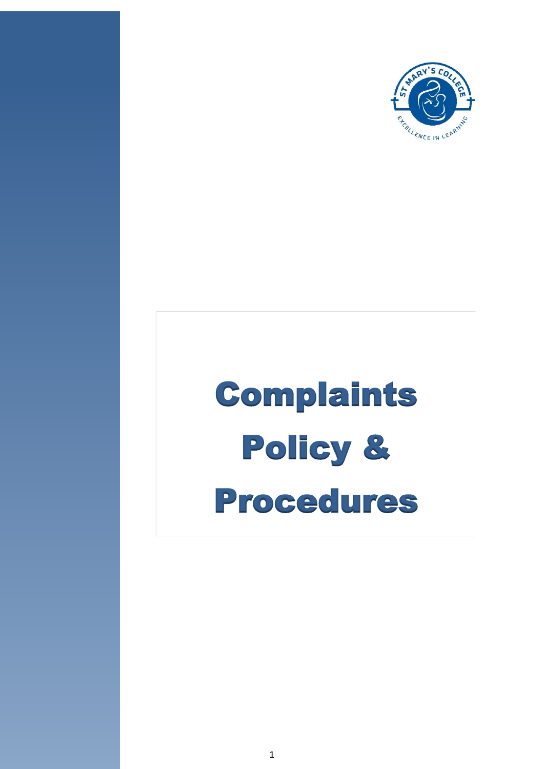# Complaints Policy & Procedures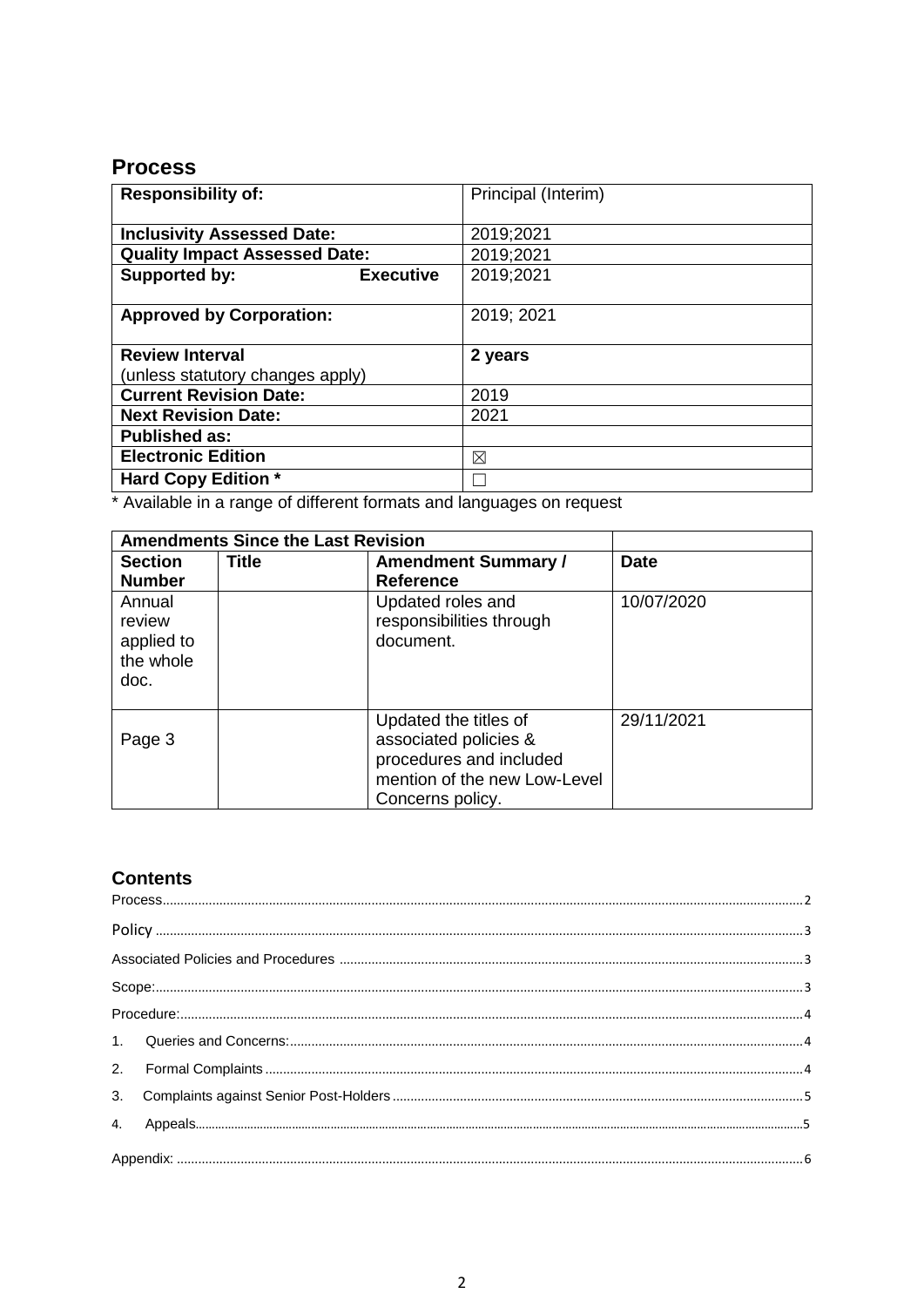## Process

| Responsibility of: | Principal (Interim) |
|---|---|
| **Inclusivity Assessed Date:** | 2019;2021 |
| **Quality Impact Assessed Date:** | 2019;2021 |
| **Supported by: Executive** | 2019;2021 |
| **Approved by Corporation:** | 2019; 2021 |
| **Review Interval** (unless statutory changes apply) | **2 years** |
| **Current Revision Date:** | 2019 |
| **Next Revision Date:** | 2021 |
| **Published as:** | |
| **Electronic Edition** | ☒ |
| **Hard Copy Edition *** | ☐ |

* Available in a range of different formats and languages on request

| Amendments Since the Last Revision | | | |
|---|---|---|---|
| **Section Number** | **Title** | **Amendment Summary / Reference** | **Date** |
| Annual review applied to the whole doc. | | Updated roles and responsibilities through document. | 10/07/2020 |
| Page 3 | | Updated the titles of associated policies & procedures and included mention of the new Low-Level Concerns policy. | 29/11/2021 |

## Contents

Process....................2

Policy....................3

Associated Policies and Procedures....................3

Scope:....................3

Procedure:....................4

1. Queries and Concerns:....................4
2. Formal Complaints....................4
3. Complaints against Senior Post-Holders....................5
4. Appeals....................5

Appendix:....................6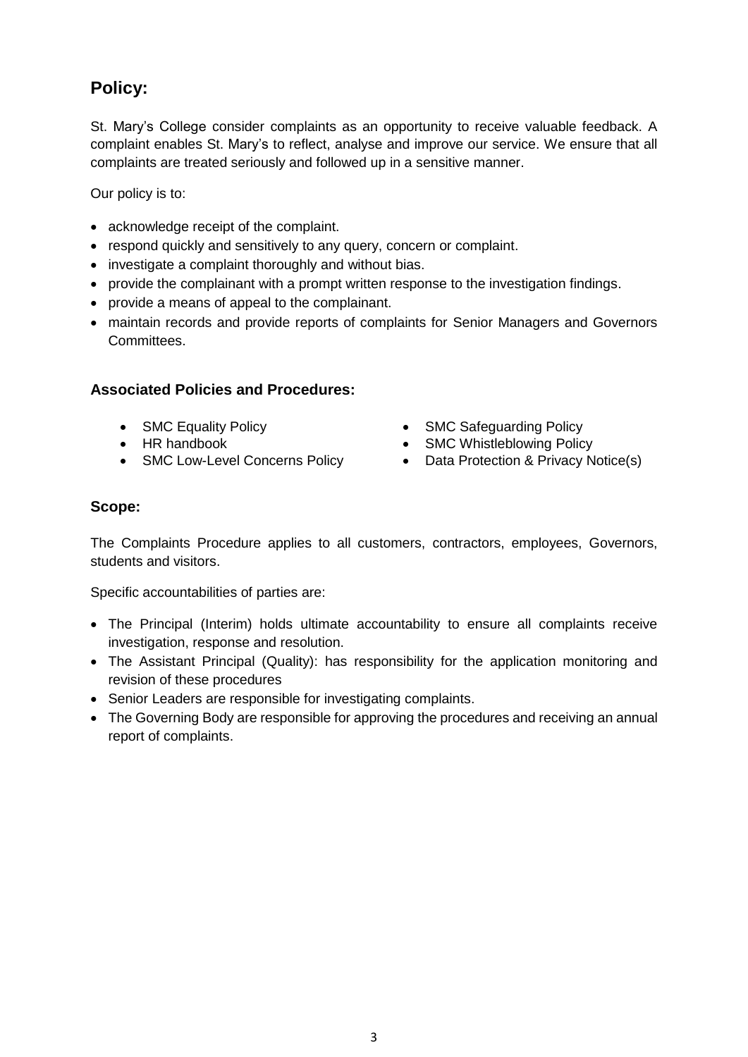## Policy:

St. Mary's College consider complaints as an opportunity to receive valuable feedback. A complaint enables St. Mary's to reflect, analyse and improve our service. We ensure that all complaints are treated seriously and followed up in a sensitive manner.

Our policy is to:

- acknowledge receipt of the complaint.
- respond quickly and sensitively to any query, concern or complaint.
- investigate a complaint thoroughly and without bias.
- provide the complainant with a prompt written response to the investigation findings.
- provide a means of appeal to the complainant.
- maintain records and provide reports of complaints for Senior Managers and Governors Committees.

### Associated Policies and Procedures:

- SMC Equality Policy
- HR handbook
- SMC Low-Level Concerns Policy
- SMC Safeguarding Policy
- SMC Whistleblowing Policy
- Data Protection & Privacy Notice(s)

### Scope:

The Complaints Procedure applies to all customers, contractors, employees, Governors, students and visitors.

Specific accountabilities of parties are:

- The Principal (Interim) holds ultimate accountability to ensure all complaints receive investigation, response and resolution.
- The Assistant Principal (Quality): has responsibility for the application monitoring and revision of these procedures
- Senior Leaders are responsible for investigating complaints.
- The Governing Body are responsible for approving the procedures and receiving an annual report of complaints.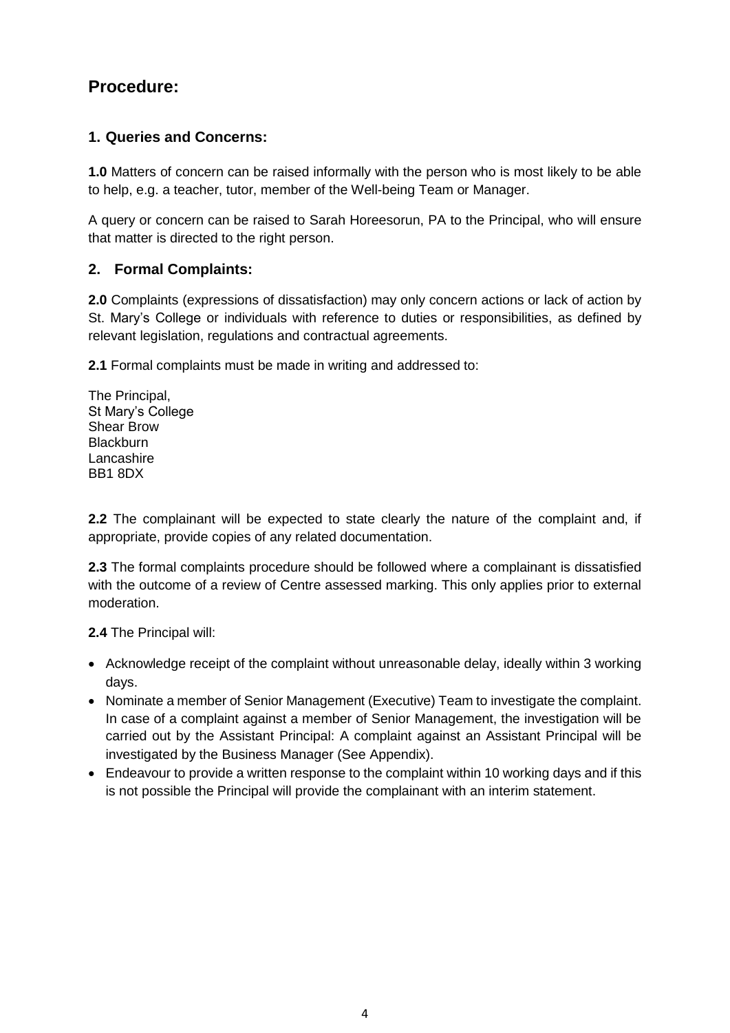## Procedure:

### 1. Queries and Concerns:

**1.0** Matters of concern can be raised informally with the person who is most likely to be able to help, e.g. a teacher, tutor, member of the Well-being Team or Manager.

A query or concern can be raised to Sarah Horeesorun, PA to the Principal, who will ensure that matter is directed to the right person.

### 2. Formal Complaints:

**2.0** Complaints (expressions of dissatisfaction) may only concern actions or lack of action by St. Mary's College or individuals with reference to duties or responsibilities, as defined by relevant legislation, regulations and contractual agreements.

**2.1** Formal complaints must be made in writing and addressed to:

The Principal,
St Mary's College
Shear Brow
Blackburn
Lancashire
BB1 8DX

**2.2** The complainant will be expected to state clearly the nature of the complaint and, if appropriate, provide copies of any related documentation.

**2.3** The formal complaints procedure should be followed where a complainant is dissatisfied with the outcome of a review of Centre assessed marking. This only applies prior to external moderation.

**2.4** The Principal will:

- Acknowledge receipt of the complaint without unreasonable delay, ideally within 3 working days.
- Nominate a member of Senior Management (Executive) Team to investigate the complaint. In case of a complaint against a member of Senior Management, the investigation will be carried out by the Assistant Principal: A complaint against an Assistant Principal will be investigated by the Business Manager (See Appendix).
- Endeavour to provide a written response to the complaint within 10 working days and if this is not possible the Principal will provide the complainant with an interim statement.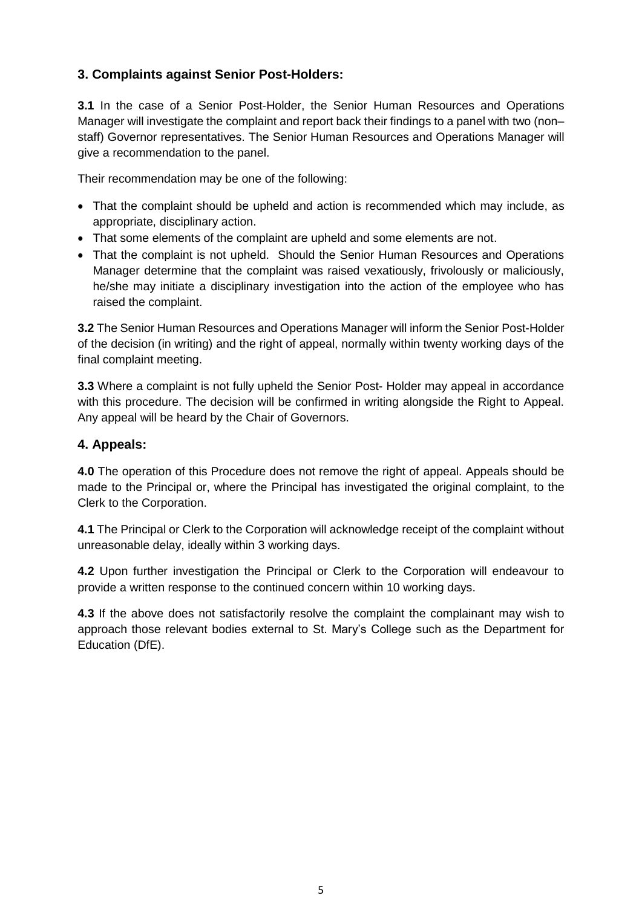## 3. Complaints against Senior Post-Holders:

**3.1** In the case of a Senior Post-Holder, the Senior Human Resources and Operations Manager will investigate the complaint and report back their findings to a panel with two (non–staff) Governor representatives. The Senior Human Resources and Operations Manager will give a recommendation to the panel.

Their recommendation may be one of the following:

- That the complaint should be upheld and action is recommended which may include, as appropriate, disciplinary action.
- That some elements of the complaint are upheld and some elements are not.
- That the complaint is not upheld. Should the Senior Human Resources and Operations Manager determine that the complaint was raised vexatiously, frivolously or maliciously, he/she may initiate a disciplinary investigation into the action of the employee who has raised the complaint.

**3.2** The Senior Human Resources and Operations Manager will inform the Senior Post-Holder of the decision (in writing) and the right of appeal, normally within twenty working days of the final complaint meeting.

**3.3** Where a complaint is not fully upheld the Senior Post- Holder may appeal in accordance with this procedure. The decision will be confirmed in writing alongside the Right to Appeal. Any appeal will be heard by the Chair of Governors.

## 4. Appeals:

**4.0** The operation of this Procedure does not remove the right of appeal. Appeals should be made to the Principal or, where the Principal has investigated the original complaint, to the Clerk to the Corporation.

**4.1** The Principal or Clerk to the Corporation will acknowledge receipt of the complaint without unreasonable delay, ideally within 3 working days.

**4.2** Upon further investigation the Principal or Clerk to the Corporation will endeavour to provide a written response to the continued concern within 10 working days.

**4.3** If the above does not satisfactorily resolve the complaint the complainant may wish to approach those relevant bodies external to St. Mary's College such as the Department for Education (DfE).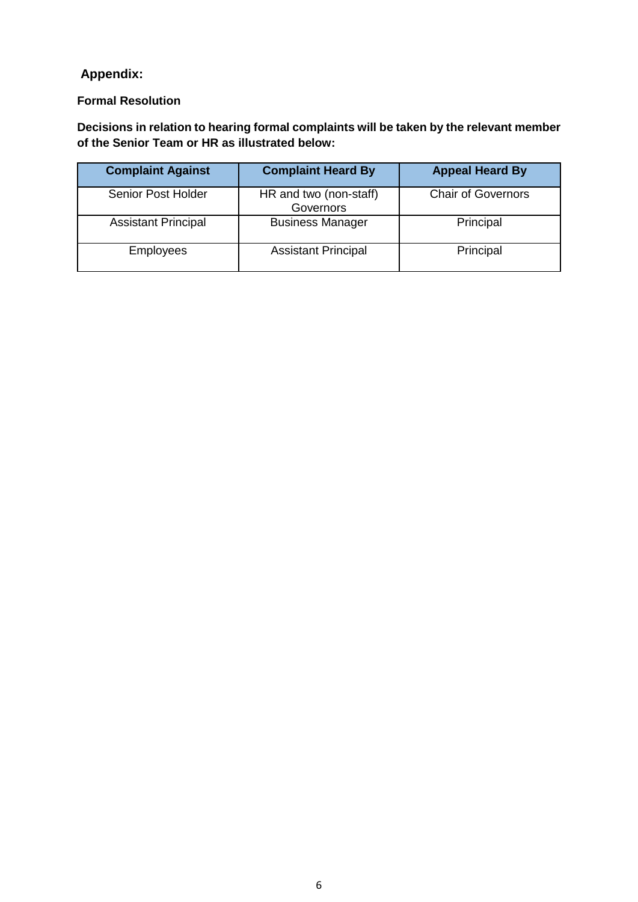## Appendix:

**Formal Resolution**

**Decisions in relation to hearing formal complaints will be taken by the relevant member of the Senior Team or HR as illustrated below:**

| Complaint Against | Complaint Heard By | Appeal Heard By |
|---|---|---|
| Senior Post Holder | HR and two (non-staff) Governors | Chair of Governors |
| Assistant Principal | Business Manager | Principal |
| Employees | Assistant Principal | Principal |